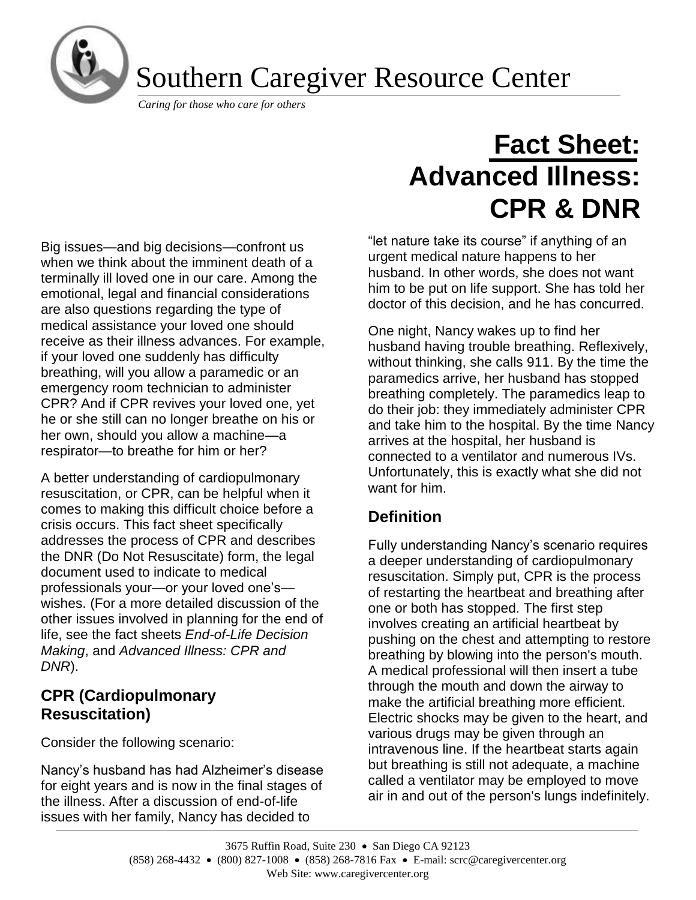# Southern Caregiver Resource Center

*Caring for those who care for others*

# Fact Sheet: Advanced Illness: CPR & DNR

Big issues—and big decisions—confront us when we think about the imminent death of a terminally ill loved one in our care. Among the emotional, legal and financial considerations are also questions regarding the type of medical assistance your loved one should receive as their illness advances. For example, if your loved one suddenly has difficulty breathing, will you allow a paramedic or an emergency room technician to administer CPR? And if CPR revives your loved one, yet he or she still can no longer breathe on his or her own, should you allow a machine—a respirator—to breathe for him or her?

A better understanding of cardiopulmonary resuscitation, or CPR, can be helpful when it comes to making this difficult choice before a crisis occurs. This fact sheet specifically addresses the process of CPR and describes the DNR (Do Not Resuscitate) form, the legal document used to indicate to medical professionals your—or your loved one's—wishes. (For a more detailed discussion of the other issues involved in planning for the end of life, see the fact sheets *End-of-Life Decision Making*, and *Advanced Illness: CPR and DNR*).

## CPR (Cardiopulmonary Resuscitation)

Consider the following scenario:

Nancy's husband has had Alzheimer's disease for eight years and is now in the final stages of the illness. After a discussion of end-of-life issues with her family, Nancy has decided to "let nature take its course" if anything of an urgent medical nature happens to her husband. In other words, she does not want him to be put on life support. She has told her doctor of this decision, and he has concurred.

One night, Nancy wakes up to find her husband having trouble breathing. Reflexively, without thinking, she calls 911. By the time the paramedics arrive, her husband has stopped breathing completely. The paramedics leap to do their job: they immediately administer CPR and take him to the hospital. By the time Nancy arrives at the hospital, her husband is connected to a ventilator and numerous IVs. Unfortunately, this is exactly what she did not want for him.

## Definition

Fully understanding Nancy's scenario requires a deeper understanding of cardiopulmonary resuscitation. Simply put, CPR is the process of restarting the heartbeat and breathing after one or both has stopped. The first step involves creating an artificial heartbeat by pushing on the chest and attempting to restore breathing by blowing into the person's mouth. A medical professional will then insert a tube through the mouth and down the airway to make the artificial breathing more efficient. Electric shocks may be given to the heart, and various drugs may be given through an intravenous line. If the heartbeat starts again but breathing is still not adequate, a machine called a ventilator may be employed to move air in and out of the person's lungs indefinitely.

3675 Ruffin Road, Suite 230 • San Diego CA 92123
(858) 268-4432 • (800) 827-1008 • (858) 268-7816 Fax • E-mail: scrc@caregivercenter.org
Web Site: www.caregivercenter.org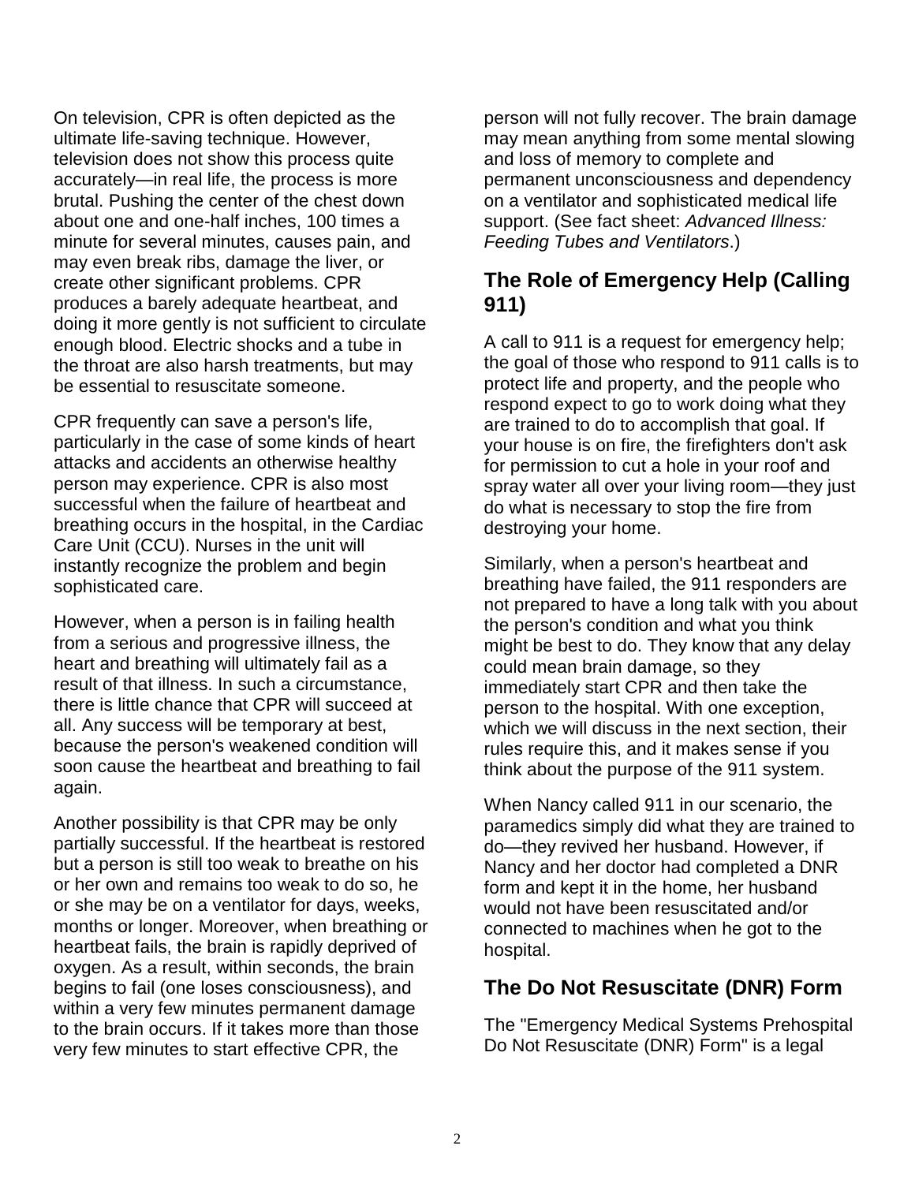On television, CPR is often depicted as the ultimate life-saving technique. However, television does not show this process quite accurately—in real life, the process is more brutal. Pushing the center of the chest down about one and one-half inches, 100 times a minute for several minutes, causes pain, and may even break ribs, damage the liver, or create other significant problems. CPR produces a barely adequate heartbeat, and doing it more gently is not sufficient to circulate enough blood. Electric shocks and a tube in the throat are also harsh treatments, but may be essential to resuscitate someone.

CPR frequently can save a person's life, particularly in the case of some kinds of heart attacks and accidents an otherwise healthy person may experience. CPR is also most successful when the failure of heartbeat and breathing occurs in the hospital, in the Cardiac Care Unit (CCU). Nurses in the unit will instantly recognize the problem and begin sophisticated care.

However, when a person is in failing health from a serious and progressive illness, the heart and breathing will ultimately fail as a result of that illness. In such a circumstance, there is little chance that CPR will succeed at all. Any success will be temporary at best, because the person's weakened condition will soon cause the heartbeat and breathing to fail again.

Another possibility is that CPR may be only partially successful. If the heartbeat is restored but a person is still too weak to breathe on his or her own and remains too weak to do so, he or she may be on a ventilator for days, weeks, months or longer. Moreover, when breathing or heartbeat fails, the brain is rapidly deprived of oxygen. As a result, within seconds, the brain begins to fail (one loses consciousness), and within a very few minutes permanent damage to the brain occurs. If it takes more than those very few minutes to start effective CPR, the person will not fully recover. The brain damage may mean anything from some mental slowing and loss of memory to complete and permanent unconsciousness and dependency on a ventilator and sophisticated medical life support. (See fact sheet: *Advanced Illness: Feeding Tubes and Ventilators*.)

## The Role of Emergency Help (Calling 911)

A call to 911 is a request for emergency help; the goal of those who respond to 911 calls is to protect life and property, and the people who respond expect to go to work doing what they are trained to do to accomplish that goal. If your house is on fire, the firefighters don't ask for permission to cut a hole in your roof and spray water all over your living room—they just do what is necessary to stop the fire from destroying your home.

Similarly, when a person's heartbeat and breathing have failed, the 911 responders are not prepared to have a long talk with you about the person's condition and what you think might be best to do. They know that any delay could mean brain damage, so they immediately start CPR and then take the person to the hospital. With one exception, which we will discuss in the next section, their rules require this, and it makes sense if you think about the purpose of the 911 system.

When Nancy called 911 in our scenario, the paramedics simply did what they are trained to do—they revived her husband. However, if Nancy and her doctor had completed a DNR form and kept it in the home, her husband would not have been resuscitated and/or connected to machines when he got to the hospital.

## The Do Not Resuscitate (DNR) Form

The "Emergency Medical Systems Prehospital Do Not Resuscitate (DNR) Form" is a legal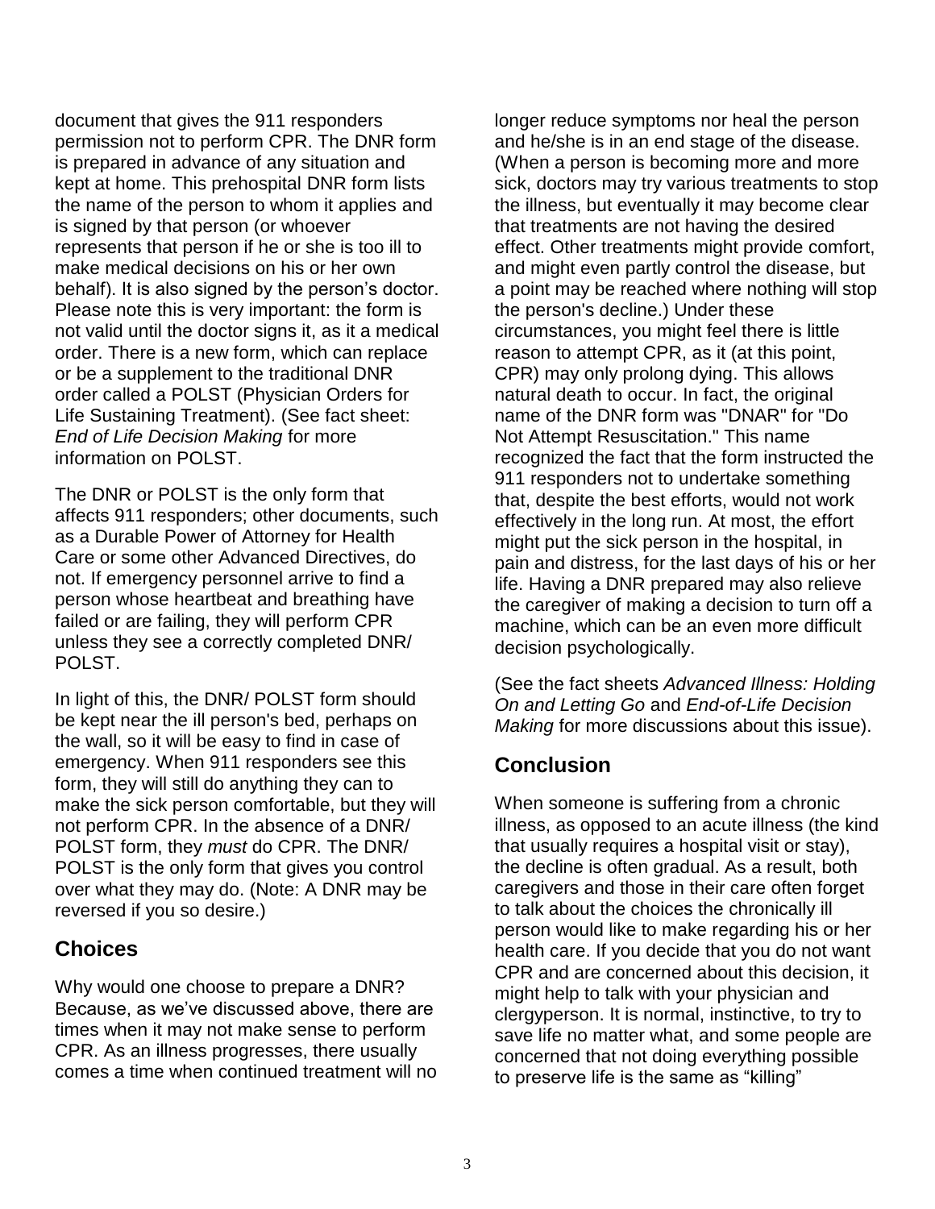document that gives the 911 responders permission not to perform CPR. The DNR form is prepared in advance of any situation and kept at home. This prehospital DNR form lists the name of the person to whom it applies and is signed by that person (or whoever represents that person if he or she is too ill to make medical decisions on his or her own behalf). It is also signed by the person's doctor. Please note this is very important: the form is not valid until the doctor signs it, as it a medical order. There is a new form, which can replace or be a supplement to the traditional DNR order called a POLST (Physician Orders for Life Sustaining Treatment). (See fact sheet: *End of Life Decision Making* for more information on POLST.

The DNR or POLST is the only form that affects 911 responders; other documents, such as a Durable Power of Attorney for Health Care or some other Advanced Directives, do not. If emergency personnel arrive to find a person whose heartbeat and breathing have failed or are failing, they will perform CPR unless they see a correctly completed DNR/ POLST.

In light of this, the DNR/ POLST form should be kept near the ill person's bed, perhaps on the wall, so it will be easy to find in case of emergency. When 911 responders see this form, they will still do anything they can to make the sick person comfortable, but they will not perform CPR. In the absence of a DNR/ POLST form, they *must* do CPR. The DNR/ POLST is the only form that gives you control over what they may do. (Note: A DNR may be reversed if you so desire.)

## Choices

Why would one choose to prepare a DNR? Because, as we've discussed above, there are times when it may not make sense to perform CPR. As an illness progresses, there usually comes a time when continued treatment will no longer reduce symptoms nor heal the person and he/she is in an end stage of the disease. (When a person is becoming more and more sick, doctors may try various treatments to stop the illness, but eventually it may become clear that treatments are not having the desired effect. Other treatments might provide comfort, and might even partly control the disease, but a point may be reached where nothing will stop the person's decline.) Under these circumstances, you might feel there is little reason to attempt CPR, as it (at this point, CPR) may only prolong dying. This allows natural death to occur. In fact, the original name of the DNR form was "DNAR" for "Do Not Attempt Resuscitation." This name recognized the fact that the form instructed the 911 responders not to undertake something that, despite the best efforts, would not work effectively in the long run. At most, the effort might put the sick person in the hospital, in pain and distress, for the last days of his or her life. Having a DNR prepared may also relieve the caregiver of making a decision to turn off a machine, which can be an even more difficult decision psychologically.

(See the fact sheets *Advanced Illness: Holding On and Letting Go* and *End-of-Life Decision Making* for more discussions about this issue).

## Conclusion

When someone is suffering from a chronic illness, as opposed to an acute illness (the kind that usually requires a hospital visit or stay), the decline is often gradual. As a result, both caregivers and those in their care often forget to talk about the choices the chronically ill person would like to make regarding his or her health care. If you decide that you do not want CPR and are concerned about this decision, it might help to talk with your physician and clergyperson. It is normal, instinctive, to try to save life no matter what, and some people are concerned that not doing everything possible to preserve life is the same as "killing"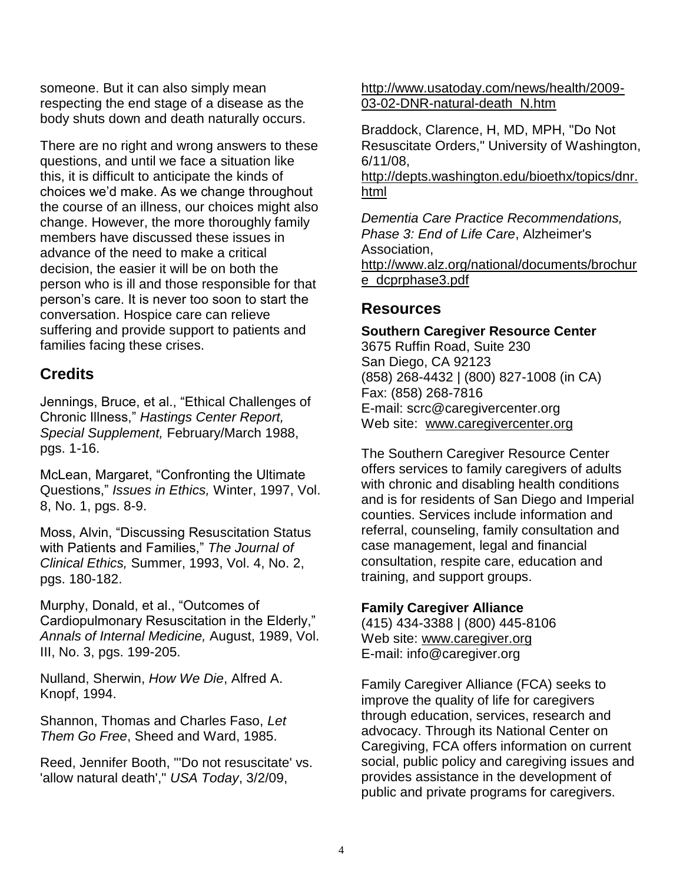someone. But it can also simply mean respecting the end stage of a disease as the body shuts down and death naturally occurs.

There are no right and wrong answers to these questions, and until we face a situation like this, it is difficult to anticipate the kinds of choices we'd make. As we change throughout the course of an illness, our choices might also change. However, the more thoroughly family members have discussed these issues in advance of the need to make a critical decision, the easier it will be on both the person who is ill and those responsible for that person's care. It is never too soon to start the conversation. Hospice care can relieve suffering and provide support to patients and families facing these crises.

## Credits

Jennings, Bruce, et al., "Ethical Challenges of Chronic Illness," *Hastings Center Report, Special Supplement,* February/March 1988, pgs. 1-16.

McLean, Margaret, "Confronting the Ultimate Questions," *Issues in Ethics,* Winter, 1997, Vol. 8, No. 1, pgs. 8-9.

Moss, Alvin, "Discussing Resuscitation Status with Patients and Families," *The Journal of Clinical Ethics,* Summer, 1993, Vol. 4, No. 2, pgs. 180-182.

Murphy, Donald, et al., "Outcomes of Cardiopulmonary Resuscitation in the Elderly," *Annals of Internal Medicine,* August, 1989, Vol. III, No. 3, pgs. 199-205.

Nulland, Sherwin, *How We Die*, Alfred A. Knopf, 1994.

Shannon, Thomas and Charles Faso, *Let Them Go Free*, Sheed and Ward, 1985.

Reed, Jennifer Booth, "'Do not resuscitate' vs. 'allow natural death'," *USA Today*, 3/2/09, http://www.usatoday.com/news/health/2009-03-02-DNR-natural-death_N.htm

Braddock, Clarence, H, MD, MPH, "Do Not Resuscitate Orders," University of Washington, 6/11/08, http://depts.washington.edu/bioethx/topics/dnr.html

*Dementia Care Practice Recommendations, Phase 3: End of Life Care*, Alzheimer's Association, http://www.alz.org/national/documents/brochure_dcprphase3.pdf

## Resources

**Southern Caregiver Resource Center**
3675 Ruffin Road, Suite 230
San Diego, CA 92123
(858) 268-4432 | (800) 827-1008 (in CA)
Fax: (858) 268-7816
E-mail: scrc@caregivercenter.org
Web site: www.caregivercenter.org

The Southern Caregiver Resource Center offers services to family caregivers of adults with chronic and disabling health conditions and is for residents of San Diego and Imperial counties. Services include information and referral, counseling, family consultation and case management, legal and financial consultation, respite care, education and training, and support groups.

**Family Caregiver Alliance**
(415) 434-3388 | (800) 445-8106
Web site: www.caregiver.org
E-mail: info@caregiver.org

Family Caregiver Alliance (FCA) seeks to improve the quality of life for caregivers through education, services, research and advocacy. Through its National Center on Caregiving, FCA offers information on current social, public policy and caregiving issues and provides assistance in the development of public and private programs for caregivers.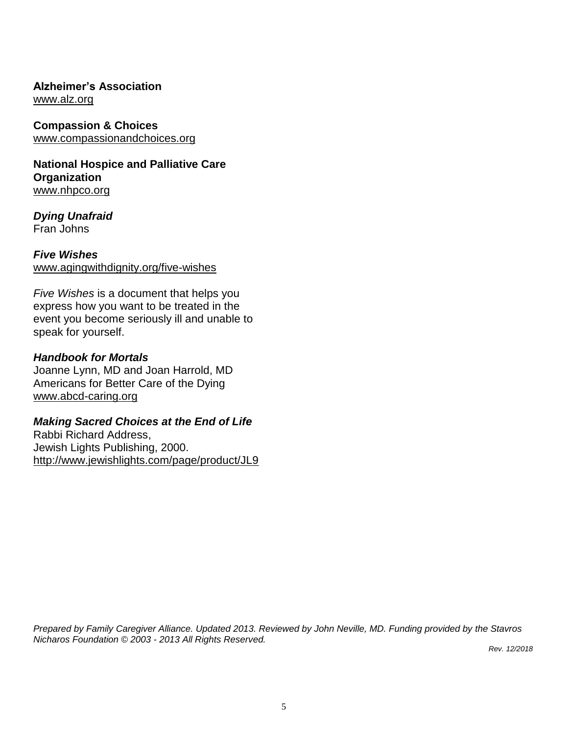**Alzheimer's Association**
www.alz.org

**Compassion & Choices**
www.compassionandchoices.org

**National Hospice and Palliative Care Organization**
www.nhpco.org

***Dying Unafraid***
Fran Johns

***Five Wishes***
www.agingwithdignity.org/five-wishes

*Five Wishes* is a document that helps you express how you want to be treated in the event you become seriously ill and unable to speak for yourself.

***Handbook for Mortals***
Joanne Lynn, MD and Joan Harrold, MD
Americans for Better Care of the Dying
www.abcd-caring.org

***Making Sacred Choices at the End of Life***
Rabbi Richard Address,
Jewish Lights Publishing, 2000.
http://www.jewishlights.com/page/product/JL9

*Prepared by Family Caregiver Alliance. Updated 2013. Reviewed by John Neville, MD. Funding provided by the Stavros Nicharos Foundation © 2003 - 2013 All Rights Reserved.*

*Rev. 12/2018*